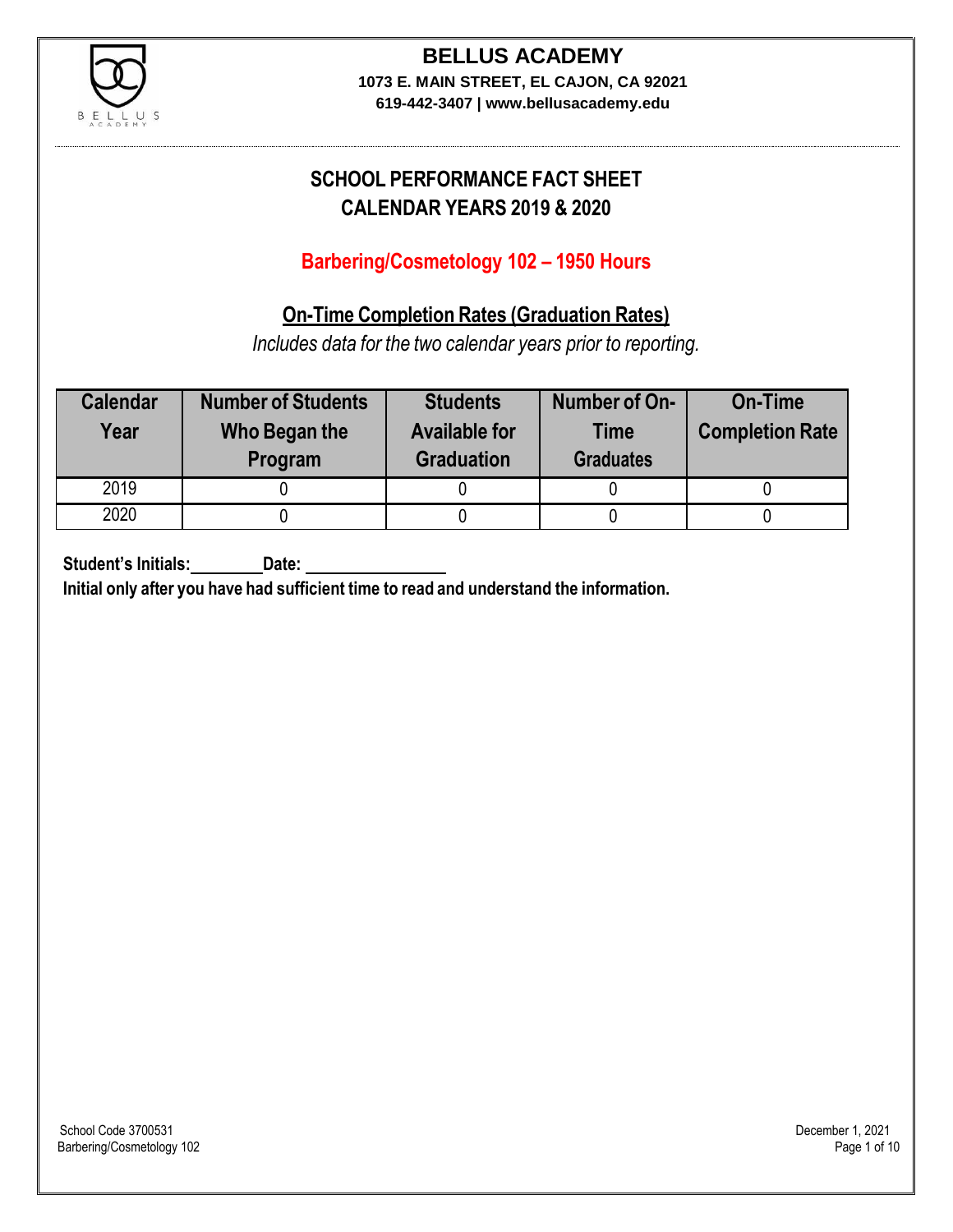# BELLUS ACADEMY

**1073 E. MAIN STREET, EL CAJON, CA 92021**
**619-442-3407 | www.bellusacademy.edu**

## SCHOOL PERFORMANCE FACT SHEET
## CALENDAR YEARS 2019 & 2020

### Barbering/Cosmetology 102 – 1950 Hours

### On-Time Completion Rates (Graduation Rates)

*Includes data for the two calendar years prior to reporting.*

| Calendar Year | Number of Students Who Began the Program | Students Available for Graduation | Number of On-Time Graduates | On-Time Completion Rate |
|---|---|---|---|---|
| 2019 | 0 | 0 | 0 | 0 |
| 2020 | 0 | 0 | 0 | 0 |

**Student's Initials:________ Date: ________________**

**Initial only after you have had sufficient time to read and understand the information.**

School Code 3700531
Barbering/Cosmetology 102

December 1, 2021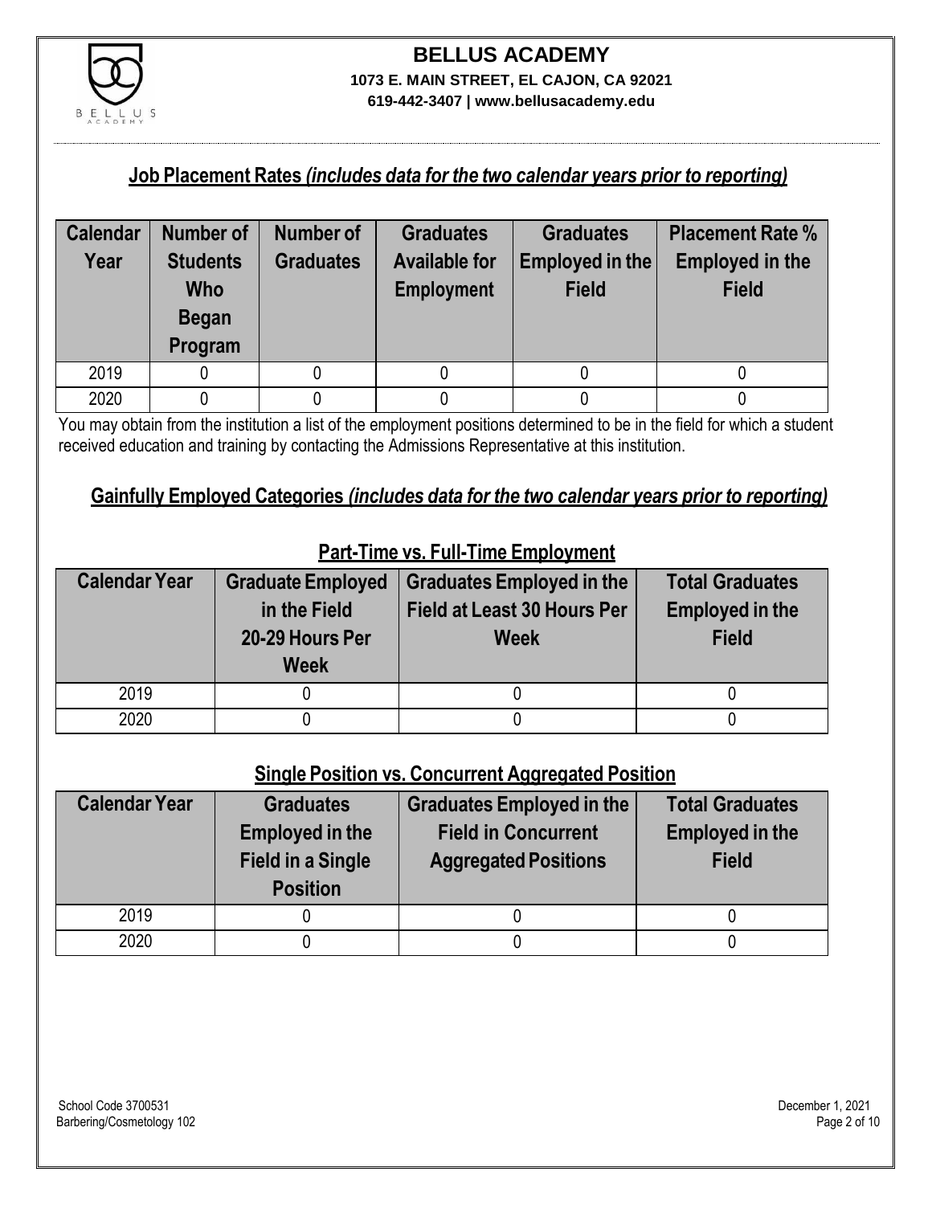## Job Placement Rates *(includes data for the two calendar years prior to reporting)*

| Calendar Year | Number of Students Who Began Program | Number of Graduates | Graduates Available for Employment | Graduates Employed in the Field | Placement Rate % Employed in the Field |
|---|---|---|---|---|---|
| 2019 | 0 | 0 | 0 | 0 | 0 |
| 2020 | 0 | 0 | 0 | 0 | 0 |

You may obtain from the institution a list of the employment positions determined to be in the field for which a student received education and training by contacting the Admissions Representative at this institution.

## Gainfully Employed Categories *(includes data for the two calendar years prior to reporting)*

### Part-Time vs. Full-Time Employment

| Calendar Year | Graduate Employed in the Field 20-29 Hours Per Week | Graduates Employed in the Field at Least 30 Hours Per Week | Total Graduates Employed in the Field |
|---|---|---|---|
| 2019 | 0 | 0 | 0 |
| 2020 | 0 | 0 | 0 |

### Single Position vs. Concurrent Aggregated Position

| Calendar Year | Graduates Employed in the Field in a Single Position | Graduates Employed in the Field in Concurrent Aggregated Positions | Total Graduates Employed in the Field |
|---|---|---|---|
| 2019 | 0 | 0 | 0 |
| 2020 | 0 | 0 | 0 |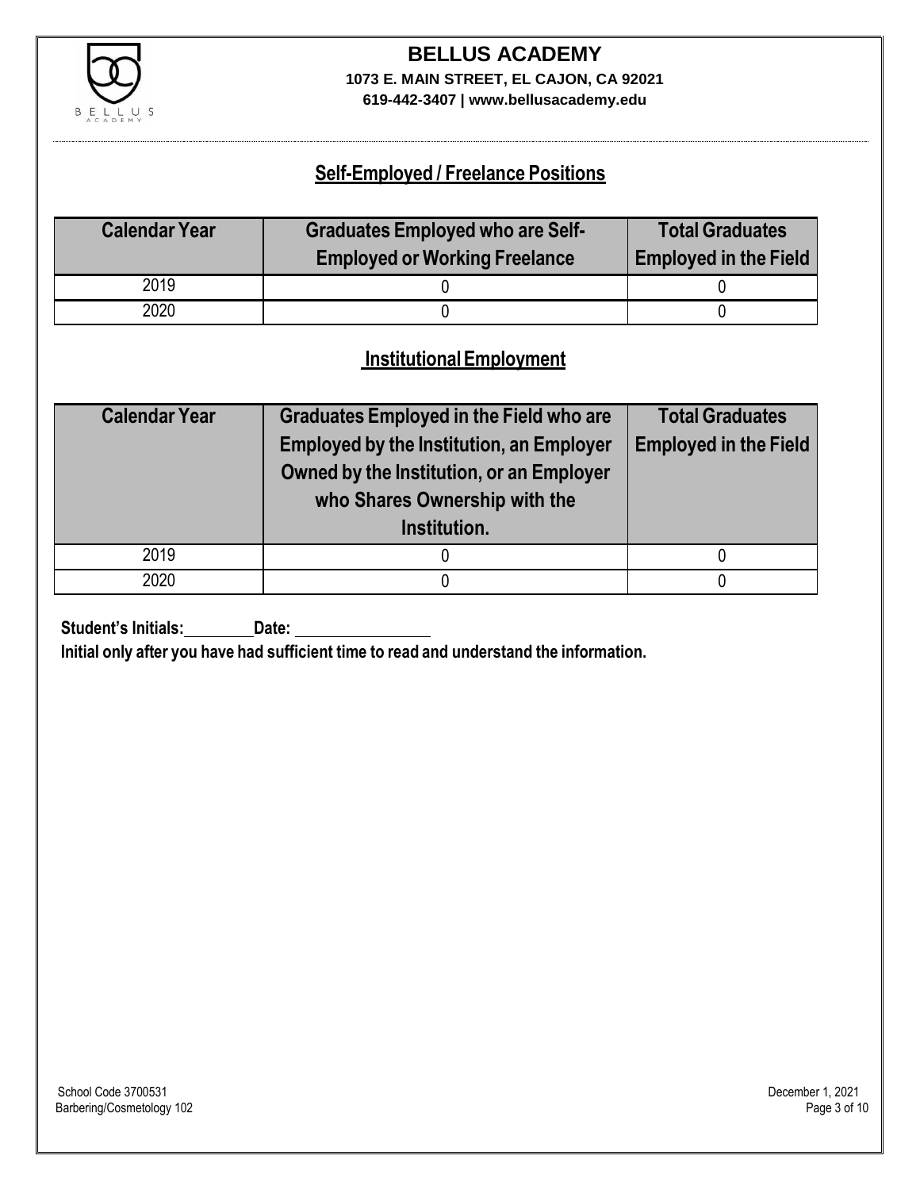## Self-Employed / Freelance Positions

| Calendar Year | Graduates Employed who are Self-Employed or Working Freelance | Total Graduates Employed in the Field |
| --- | --- | --- |
| 2019 | 0 | 0 |
| 2020 | 0 | 0 |

## Institutional Employment

| Calendar Year | Graduates Employed in the Field who are Employed by the Institution, an Employer Owned by the Institution, or an Employer who Shares Ownership with the Institution. | Total Graduates Employed in the Field |
| --- | --- | --- |
| 2019 | 0 | 0 |
| 2020 | 0 | 0 |

**Student's Initials:**\_\_\_\_\_\_\_\_ **Date:** \_\_\_\_\_\_\_\_\_\_\_\_\_\_\_\_

**Initial only after you have had sufficient time to read and understand the information.**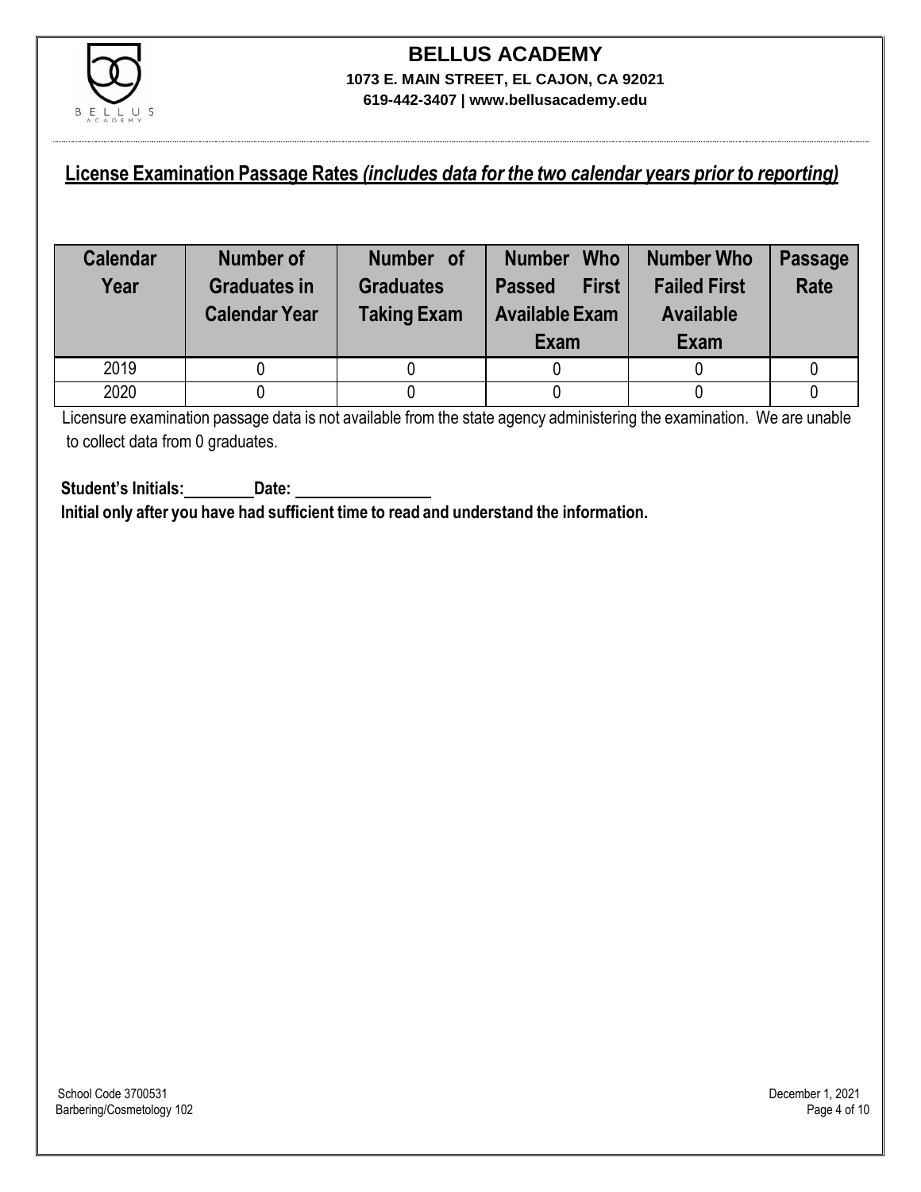# BELLUS ACADEMY

**1073 E. MAIN STREET, EL CAJON, CA 92021**
**619-442-3407 | www.bellusacademy.edu**

## License Examination Passage Rates *(includes data for the two calendar years prior to reporting)*

| Calendar Year | Number of Graduates in Calendar Year | Number of Graduates Taking Exam | Number Who Passed First Available Exam | Number Who Failed First Available Exam | Passage Rate |
|---|---|---|---|---|---|
| 2019 | 0 | 0 | 0 | 0 | 0 |
| 2020 | 0 | 0 | 0 | 0 | 0 |

Licensure examination passage data is not available from the state agency administering the examination. We are unable to collect data from 0 graduates.

**Student's Initials:\_\_\_\_\_\_\_\_ Date: \_\_\_\_\_\_\_\_\_\_\_\_\_\_\_\_**

**Initial only after you have had sufficient time to read and understand the information.**

School Code 3700531
Barbering/Cosmetology 102

December 1, 2021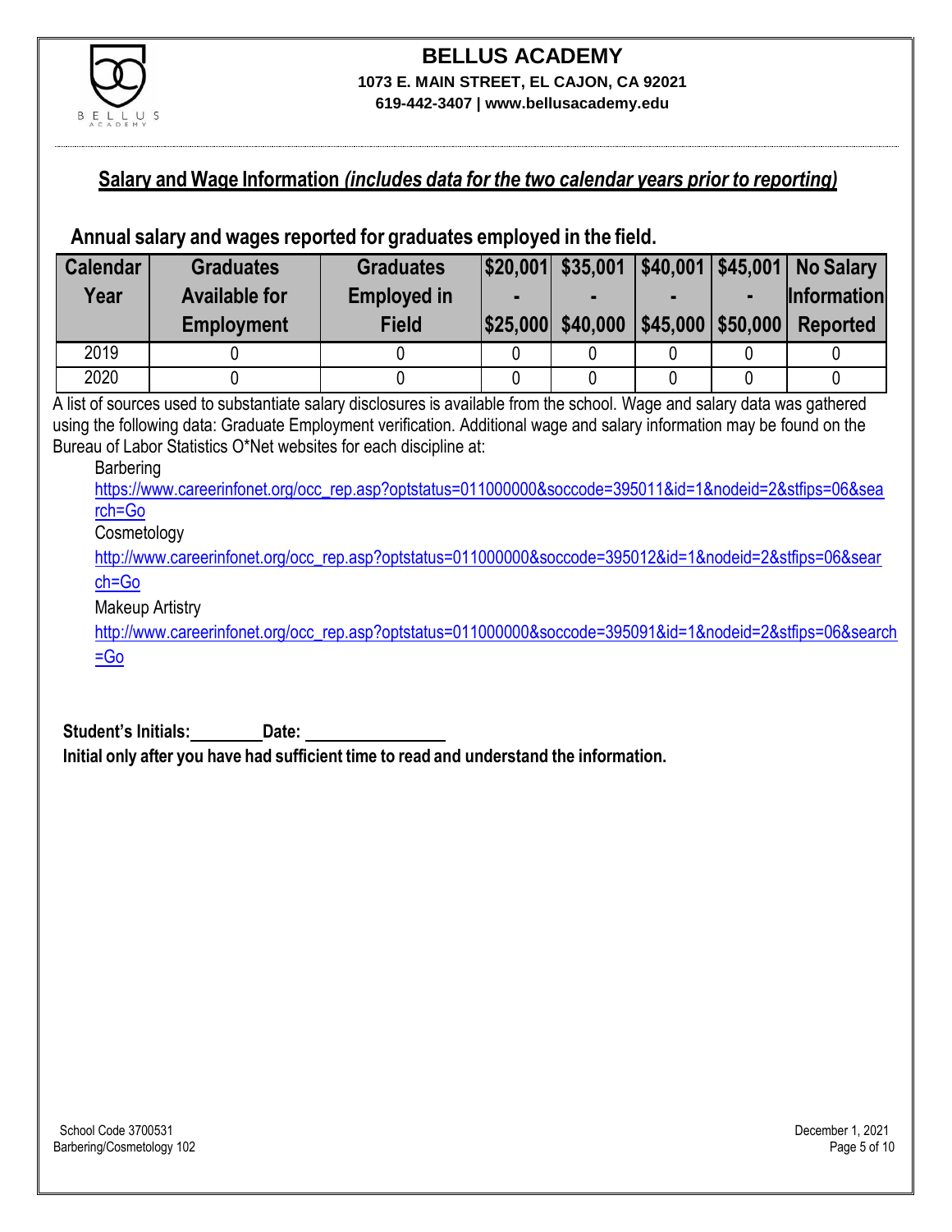# BELLUS ACADEMY

**1073 E. MAIN STREET, EL CAJON, CA 92021**

**619-442-3407 | www.bellusacademy.edu**

## Salary and Wage Information *(includes data for the two calendar years prior to reporting)*

### Annual salary and wages reported for graduates employed in the field.

| Calendar Year | Graduates Available for Employment | Graduates Employed in Field | $20,001 - $25,000 | $35,001 - $40,000 | $40,001 - $45,000 | $45,001 - $50,000 | No Salary Information Reported |
|---|---|---|---|---|---|---|---|
| 2019 | 0 | 0 | 0 | 0 | 0 | 0 | 0 |
| 2020 | 0 | 0 | 0 | 0 | 0 | 0 | 0 |

A list of sources used to substantiate salary disclosures is available from the school. Wage and salary data was gathered using the following data: Graduate Employment verification. Additional wage and salary information may be found on the Bureau of Labor Statistics O*Net websites for each discipline at:

Barbering
https://www.careerinfonet.org/occ_rep.asp?optstatus=011000000&soccode=395011&id=1&nodeid=2&stfips=06&search=Go

Cosmetology
http://www.careerinfonet.org/occ_rep.asp?optstatus=011000000&soccode=395012&id=1&nodeid=2&stfips=06&search=Go

Makeup Artistry
http://www.careerinfonet.org/occ_rep.asp?optstatus=011000000&soccode=395091&id=1&nodeid=2&stfips=06&search=Go

**Student's Initials:\_\_\_\_\_\_\_\_ Date: \_\_\_\_\_\_\_\_\_\_\_\_\_\_\_\_**

**Initial only after you have had sufficient time to read and understand the information.**

School Code 3700531
Barbering/Cosmetology 102

December 1, 2021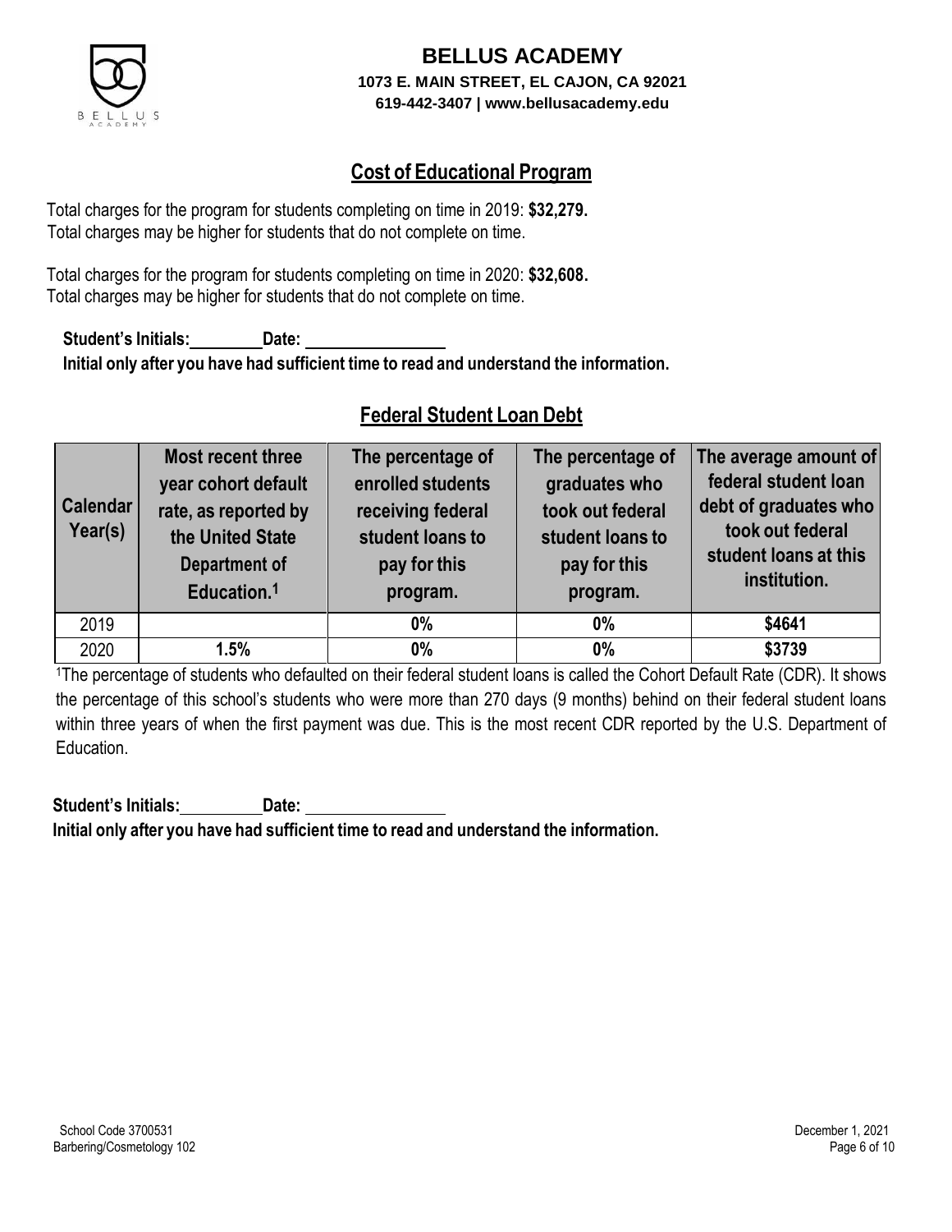# BELLUS ACADEMY

**1073 E. MAIN STREET, EL CAJON, CA 92021**

**619-442-3407 | www.bellusacademy.edu**

## Cost of Educational Program

Total charges for the program for students completing on time in 2019: **$32,279.**
Total charges may be higher for students that do not complete on time.

Total charges for the program for students completing on time in 2020: **$32,608.**
Total charges may be higher for students that do not complete on time.

**Student's Initials:\_\_\_\_\_\_\_\_ Date: \_\_\_\_\_\_\_\_\_\_\_\_\_\_\_\_**

**Initial only after you have had sufficient time to read and understand the information.**

## Federal Student Loan Debt

| Calendar Year(s) | Most recent three year cohort default rate, as reported by the United State Department of Education.[1] | The percentage of enrolled students receiving federal student loans to pay for this program. | The percentage of graduates who took out federal student loans to pay for this program. | The average amount of federal student loan debt of graduates who took out federal student loans at this institution. |
|---|---|---|---|---|
| 2019 | | **0%** | **0%** | **$4641** |
| 2020 | **1.5%** | **0%** | **0%** | **$3739** |

[1]The percentage of students who defaulted on their federal student loans is called the Cohort Default Rate (CDR). It shows the percentage of this school's students who were more than 270 days (9 months) behind on their federal student loans within three years of when the first payment was due. This is the most recent CDR reported by the U.S. Department of Education.

**Student's Initials:\_\_\_\_\_\_\_\_ Date: \_\_\_\_\_\_\_\_\_\_\_\_\_\_\_\_**

**Initial only after you have had sufficient time to read and understand the information.**

School Code 3700531
Barbering/Cosmetology 102

December 1, 2021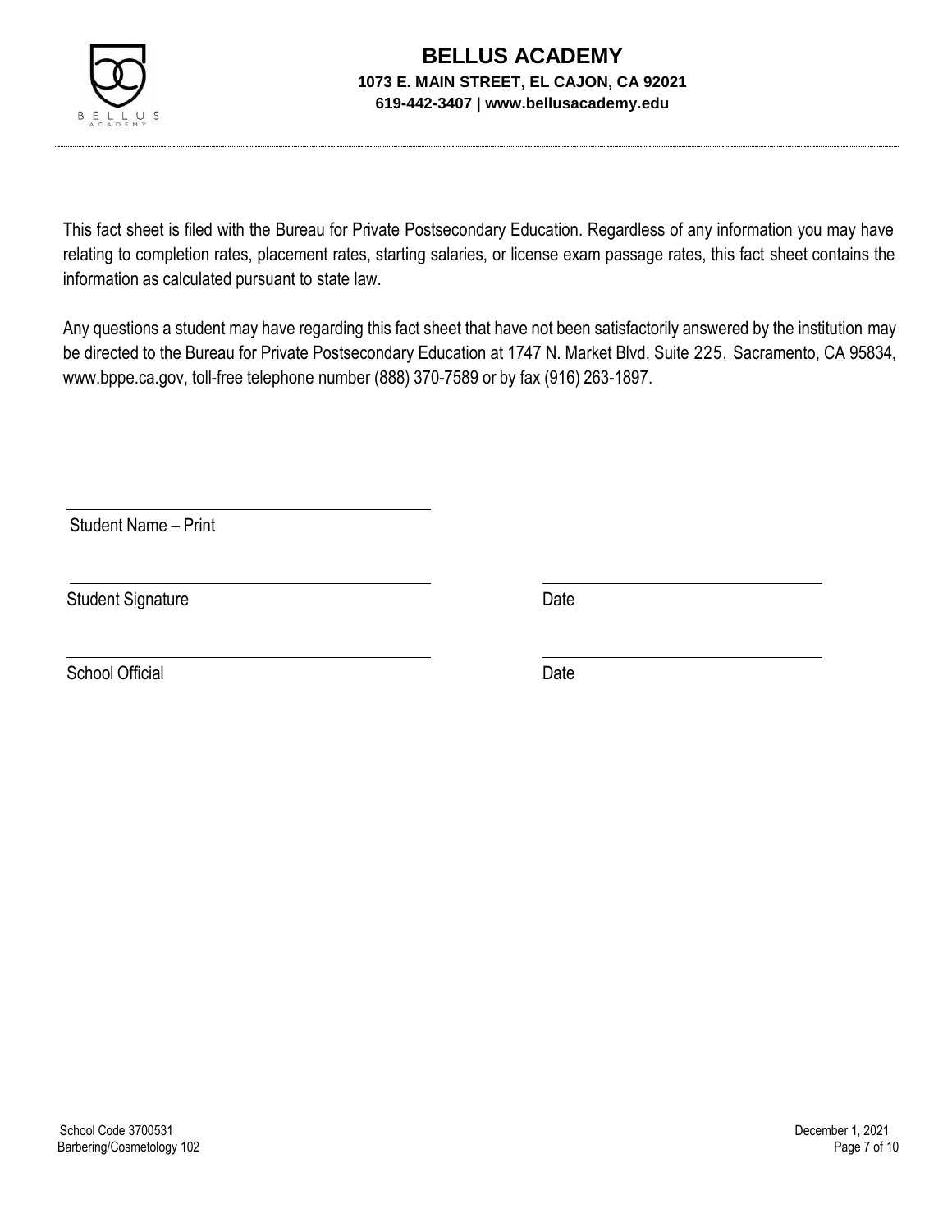This fact sheet is filed with the Bureau for Private Postsecondary Education. Regardless of any information you may have relating to completion rates, placement rates, starting salaries, or license exam passage rates, this fact sheet contains the information as calculated pursuant to state law.

Any questions a student may have regarding this fact sheet that have not been satisfactorily answered by the institution may be directed to the Bureau for Private Postsecondary Education at 1747 N. Market Blvd, Suite 225, Sacramento, CA 95834, www.bppe.ca.gov, toll-free telephone number (888) 370-7589 or by fax (916) 263-1897.

______________________________
Student Name – Print

______________________________ ______________________________
Student Signature Date

______________________________ ______________________________
School Official Date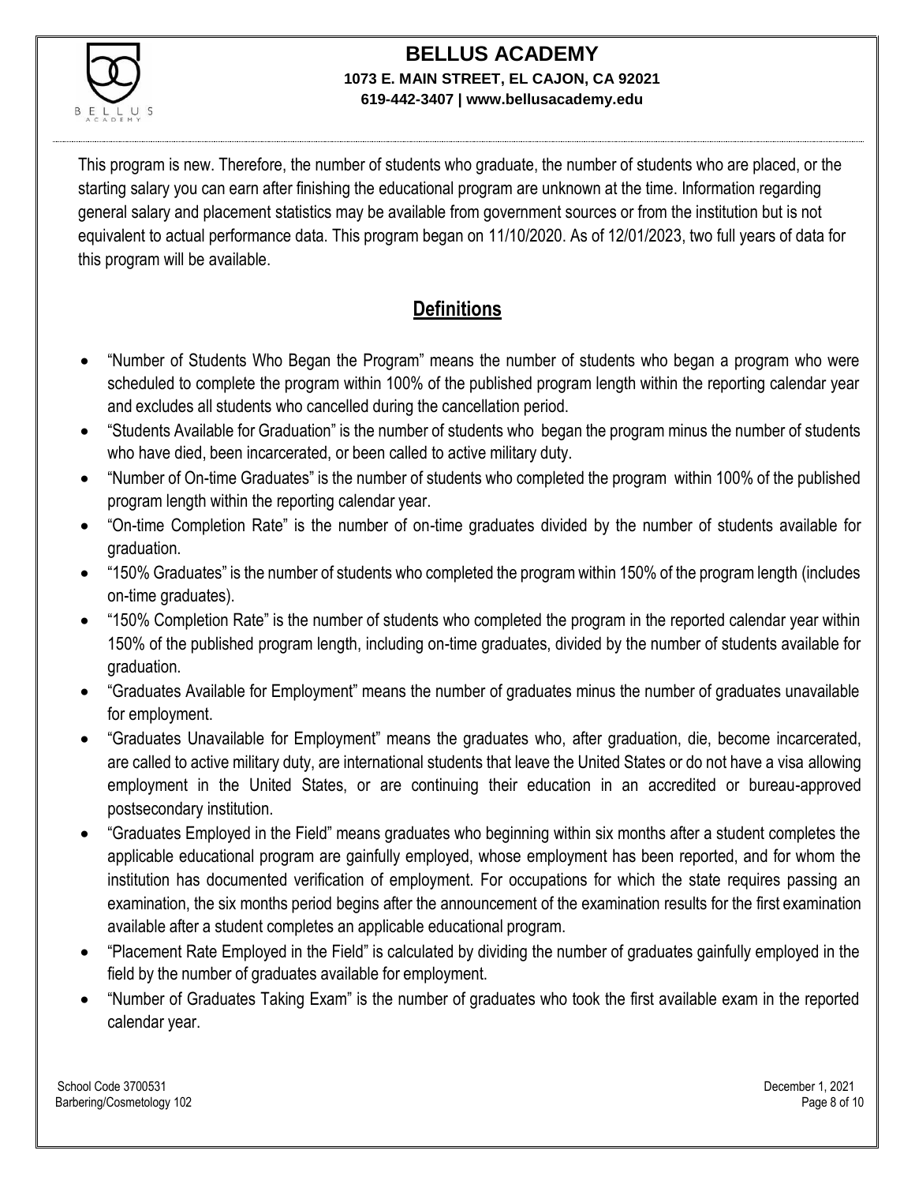This program is new. Therefore, the number of students who graduate, the number of students who are placed, or the starting salary you can earn after finishing the educational program are unknown at the time. Information regarding general salary and placement statistics may be available from government sources or from the institution but is not equivalent to actual performance data. This program began on 11/10/2020. As of 12/01/2023, two full years of data for this program will be available.

## Definitions

- "Number of Students Who Began the Program" means the number of students who began a program who were scheduled to complete the program within 100% of the published program length within the reporting calendar year and excludes all students who cancelled during the cancellation period.
- "Students Available for Graduation" is the number of students who began the program minus the number of students who have died, been incarcerated, or been called to active military duty.
- "Number of On-time Graduates" is the number of students who completed the program within 100% of the published program length within the reporting calendar year.
- "On-time Completion Rate" is the number of on-time graduates divided by the number of students available for graduation.
- "150% Graduates" is the number of students who completed the program within 150% of the program length (includes on-time graduates).
- "150% Completion Rate" is the number of students who completed the program in the reported calendar year within 150% of the published program length, including on-time graduates, divided by the number of students available for graduation.
- "Graduates Available for Employment" means the number of graduates minus the number of graduates unavailable for employment.
- "Graduates Unavailable for Employment" means the graduates who, after graduation, die, become incarcerated, are called to active military duty, are international students that leave the United States or do not have a visa allowing employment in the United States, or are continuing their education in an accredited or bureau-approved postsecondary institution.
- "Graduates Employed in the Field" means graduates who beginning within six months after a student completes the applicable educational program are gainfully employed, whose employment has been reported, and for whom the institution has documented verification of employment. For occupations for which the state requires passing an examination, the six months period begins after the announcement of the examination results for the first examination available after a student completes an applicable educational program.
- "Placement Rate Employed in the Field" is calculated by dividing the number of graduates gainfully employed in the field by the number of graduates available for employment.
- "Number of Graduates Taking Exam" is the number of graduates who took the first available exam in the reported calendar year.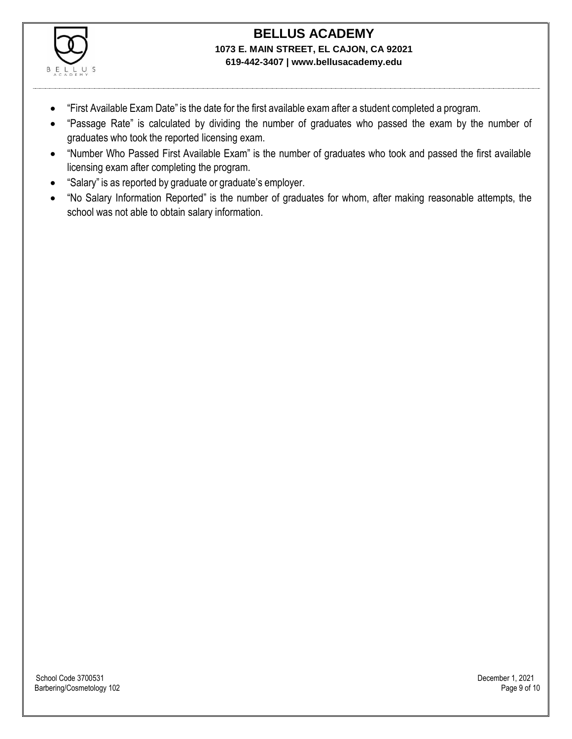- "First Available Exam Date" is the date for the first available exam after a student completed a program.
- "Passage Rate" is calculated by dividing the number of graduates who passed the exam by the number of graduates who took the reported licensing exam.
- "Number Who Passed First Available Exam" is the number of graduates who took and passed the first available licensing exam after completing the program.
- "Salary" is as reported by graduate or graduate's employer.
- "No Salary Information Reported" is the number of graduates for whom, after making reasonable attempts, the school was not able to obtain salary information.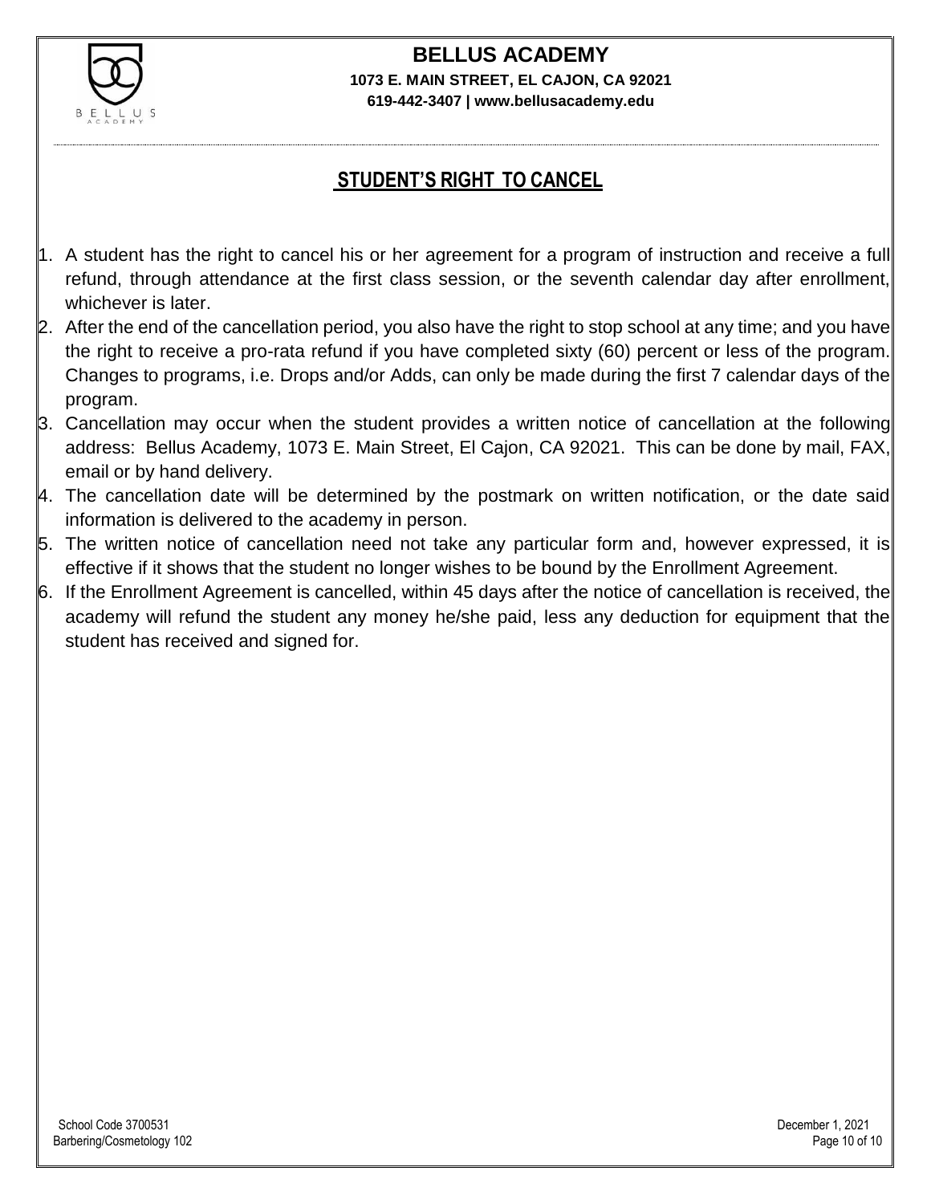# BELLUS ACADEMY

**1073 E. MAIN STREET, EL CAJON, CA 92021**

**619-442-3407 | www.bellusacademy.edu**

## STUDENT'S RIGHT TO CANCEL

1. A student has the right to cancel his or her agreement for a program of instruction and receive a full refund, through attendance at the first class session, or the seventh calendar day after enrollment, whichever is later.
2. After the end of the cancellation period, you also have the right to stop school at any time; and you have the right to receive a pro-rata refund if you have completed sixty (60) percent or less of the program. Changes to programs, i.e. Drops and/or Adds, can only be made during the first 7 calendar days of the program.
3. Cancellation may occur when the student provides a written notice of cancellation at the following address: Bellus Academy, 1073 E. Main Street, El Cajon, CA 92021. This can be done by mail, FAX, email or by hand delivery.
4. The cancellation date will be determined by the postmark on written notification, or the date said information is delivered to the academy in person.
5. The written notice of cancellation need not take any particular form and, however expressed, it is effective if it shows that the student no longer wishes to be bound by the Enrollment Agreement.
6. If the Enrollment Agreement is cancelled, within 45 days after the notice of cancellation is received, the academy will refund the student any money he/she paid, less any deduction for equipment that the student has received and signed for.